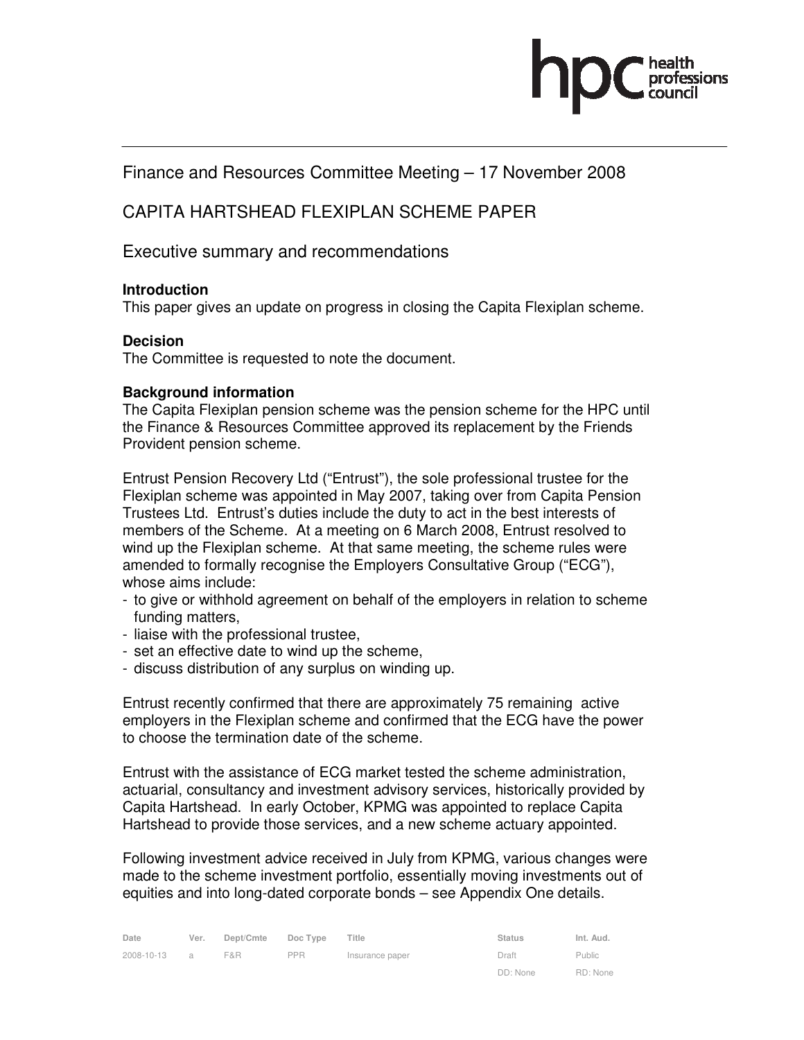Finance and Resources Committee Meeting – 17 November 2008

# CAPITA HARTSHEAD FLEXIPLAN SCHEME PAPER

## Executive summary and recommendations

**Introduction**
This paper gives an update on progress in closing the Capita Flexiplan scheme.

**Decision**
The Committee is requested to note the document.

**Background information**
The Capita Flexiplan pension scheme was the pension scheme for the HPC until the Finance & Resources Committee approved its replacement by the Friends Provident pension scheme.

Entrust Pension Recovery Ltd ("Entrust"), the sole professional trustee for the Flexiplan scheme was appointed in May 2007, taking over from Capita Pension Trustees Ltd. Entrust's duties include the duty to act in the best interests of members of the Scheme. At a meeting on 6 March 2008, Entrust resolved to wind up the Flexiplan scheme. At that same meeting, the scheme rules were amended to formally recognise the Employers Consultative Group ("ECG"), whose aims include:

- to give or withhold agreement on behalf of the employers in relation to scheme funding matters,
- liaise with the professional trustee,
- set an effective date to wind up the scheme,
- discuss distribution of any surplus on winding up.

Entrust recently confirmed that there are approximately 75 remaining active employers in the Flexiplan scheme and confirmed that the ECG have the power to choose the termination date of the scheme.

Entrust with the assistance of ECG market tested the scheme administration, actuarial, consultancy and investment advisory services, historically provided by Capita Hartshead. In early October, KPMG was appointed to replace Capita Hartshead to provide those services, and a new scheme actuary appointed.

Following investment advice received in July from KPMG, various changes were made to the scheme investment portfolio, essentially moving investments out of equities and into long-dated corporate bonds – see Appendix One details.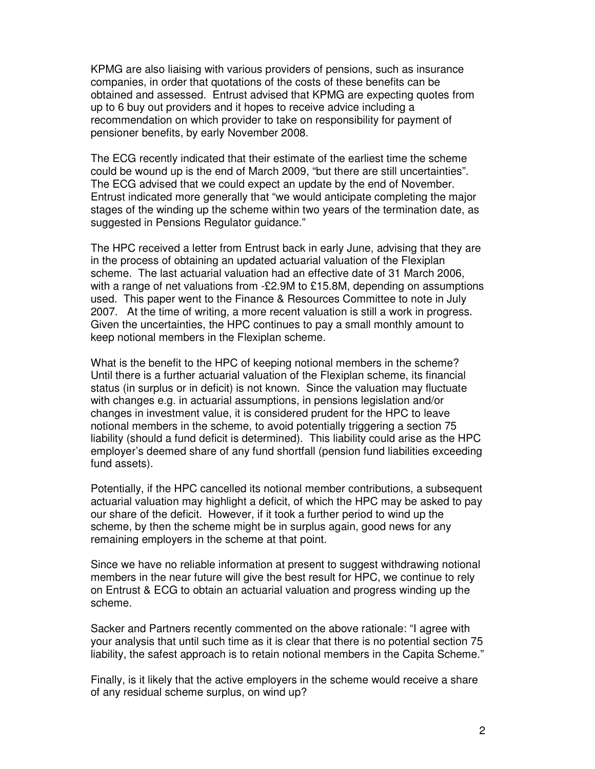KPMG are also liaising with various providers of pensions, such as insurance companies, in order that quotations of the costs of these benefits can be obtained and assessed. Entrust advised that KPMG are expecting quotes from up to 6 buy out providers and it hopes to receive advice including a recommendation on which provider to take on responsibility for payment of pensioner benefits, by early November 2008.

The ECG recently indicated that their estimate of the earliest time the scheme could be wound up is the end of March 2009, "but there are still uncertainties". The ECG advised that we could expect an update by the end of November. Entrust indicated more generally that "we would anticipate completing the major stages of the winding up the scheme within two years of the termination date, as suggested in Pensions Regulator guidance."

The HPC received a letter from Entrust back in early June, advising that they are in the process of obtaining an updated actuarial valuation of the Flexiplan scheme. The last actuarial valuation had an effective date of 31 March 2006, with a range of net valuations from -£2.9M to £15.8M, depending on assumptions used. This paper went to the Finance & Resources Committee to note in July 2007. At the time of writing, a more recent valuation is still a work in progress. Given the uncertainties, the HPC continues to pay a small monthly amount to keep notional members in the Flexiplan scheme.

What is the benefit to the HPC of keeping notional members in the scheme? Until there is a further actuarial valuation of the Flexiplan scheme, its financial status (in surplus or in deficit) is not known. Since the valuation may fluctuate with changes e.g. in actuarial assumptions, in pensions legislation and/or changes in investment value, it is considered prudent for the HPC to leave notional members in the scheme, to avoid potentially triggering a section 75 liability (should a fund deficit is determined). This liability could arise as the HPC employer's deemed share of any fund shortfall (pension fund liabilities exceeding fund assets).

Potentially, if the HPC cancelled its notional member contributions, a subsequent actuarial valuation may highlight a deficit, of which the HPC may be asked to pay our share of the deficit. However, if it took a further period to wind up the scheme, by then the scheme might be in surplus again, good news for any remaining employers in the scheme at that point.

Since we have no reliable information at present to suggest withdrawing notional members in the near future will give the best result for HPC, we continue to rely on Entrust & ECG to obtain an actuarial valuation and progress winding up the scheme.

Sacker and Partners recently commented on the above rationale: "I agree with your analysis that until such time as it is clear that there is no potential section 75 liability, the safest approach is to retain notional members in the Capita Scheme."

Finally, is it likely that the active employers in the scheme would receive a share of any residual scheme surplus, on wind up?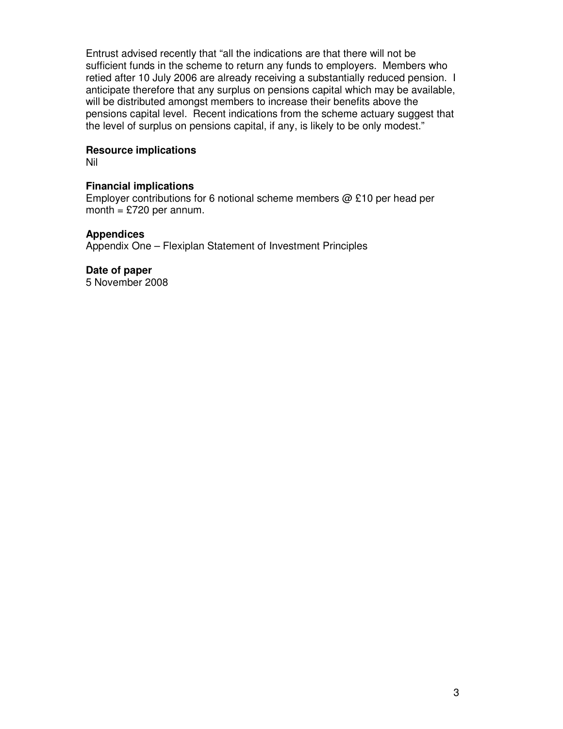Entrust advised recently that "all the indications are that there will not be sufficient funds in the scheme to return any funds to employers. Members who retied after 10 July 2006 are already receiving a substantially reduced pension. I anticipate therefore that any surplus on pensions capital which may be available, will be distributed amongst members to increase their benefits above the pensions capital level. Recent indications from the scheme actuary suggest that the level of surplus on pensions capital, if any, is likely to be only modest."

**Resource implications**
Nil

**Financial implications**
Employer contributions for 6 notional scheme members @ £10 per head per month = £720 per annum.

**Appendices**
Appendix One – Flexiplan Statement of Investment Principles

**Date of paper**
5 November 2008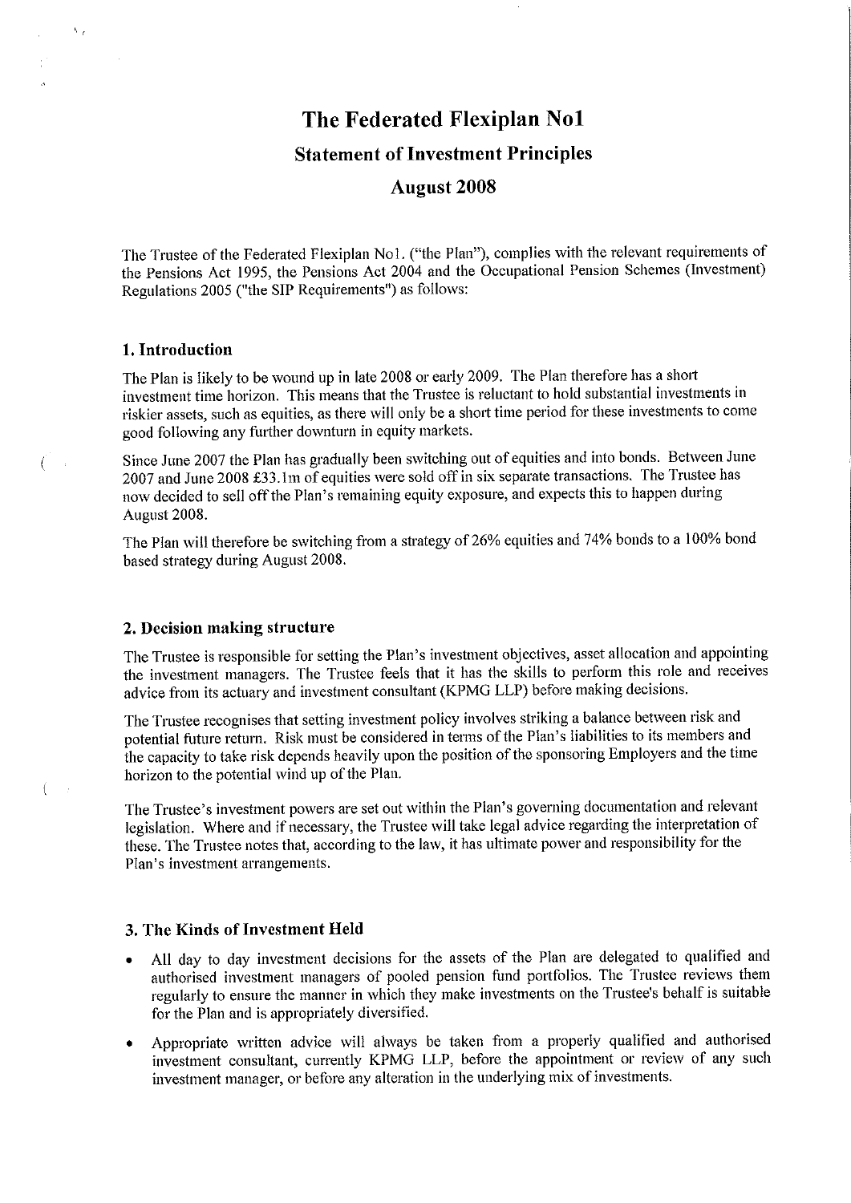# The Federated Flexiplan No1

## Statement of Investment Principles

## August 2008

The Trustee of the Federated Flexiplan No1. ("the Plan"), complies with the relevant requirements of the Pensions Act 1995, the Pensions Act 2004 and the Occupational Pension Schemes (Investment) Regulations 2005 ("the SIP Requirements") as follows:

### 1. Introduction

The Plan is likely to be wound up in late 2008 or early 2009. The Plan therefore has a short investment time horizon. This means that the Trustee is reluctant to hold substantial investments in riskier assets, such as equities, as there will only be a short time period for these investments to come good following any further downturn in equity markets.

Since June 2007 the Plan has gradually been switching out of equities and into bonds. Between June 2007 and June 2008 £33.1m of equities were sold off in six separate transactions. The Trustee has now decided to sell off the Plan's remaining equity exposure, and expects this to happen during August 2008.

The Plan will therefore be switching from a strategy of 26% equities and 74% bonds to a 100% bond based strategy during August 2008.

### 2. Decision making structure

The Trustee is responsible for setting the Plan's investment objectives, asset allocation and appointing the investment managers. The Trustee feels that it has the skills to perform this role and receives advice from its actuary and investment consultant (KPMG LLP) before making decisions.

The Trustee recognises that setting investment policy involves striking a balance between risk and potential future return. Risk must be considered in terms of the Plan's liabilities to its members and the capacity to take risk depends heavily upon the position of the sponsoring Employers and the time horizon to the potential wind up of the Plan.

The Trustee's investment powers are set out within the Plan's governing documentation and relevant legislation. Where and if necessary, the Trustee will take legal advice regarding the interpretation of these. The Trustee notes that, according to the law, it has ultimate power and responsibility for the Plan's investment arrangements.

### 3. The Kinds of Investment Held

- All day to day investment decisions for the assets of the Plan are delegated to qualified and authorised investment managers of pooled pension fund portfolios. The Trustee reviews them regularly to ensure the manner in which they make investments on the Trustee's behalf is suitable for the Plan and is appropriately diversified.
- Appropriate written advice will always be taken from a properly qualified and authorised investment consultant, currently KPMG LLP, before the appointment or review of any such investment manager, or before any alteration in the underlying mix of investments.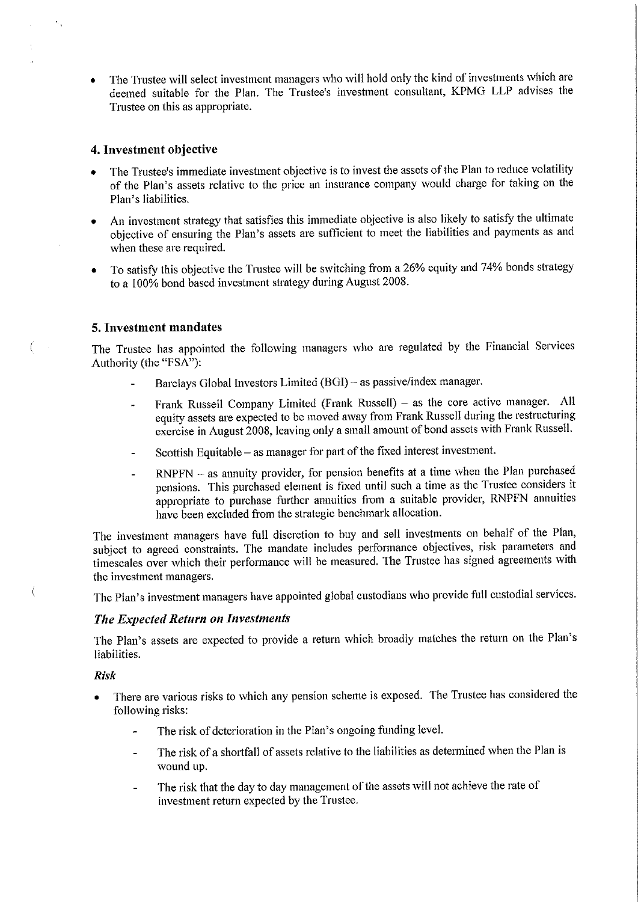- The Trustee will select investment managers who will hold only the kind of investments which are deemed suitable for the Plan. The Trustee's investment consultant, KPMG LLP advises the Trustee on this as appropriate.

## 4. Investment objective

- The Trustee's immediate investment objective is to invest the assets of the Plan to reduce volatility of the Plan's assets relative to the price an insurance company would charge for taking on the Plan's liabilities.
- An investment strategy that satisfies this immediate objective is also likely to satisfy the ultimate objective of ensuring the Plan's assets are sufficient to meet the liabilities and payments as and when these are required.
- To satisfy this objective the Trustee will be switching from a 26% equity and 74% bonds strategy to a 100% bond based investment strategy during August 2008.

## 5. Investment mandates

The Trustee has appointed the following managers who are regulated by the Financial Services Authority (the "FSA"):

- Barclays Global Investors Limited (BGI) – as passive/index manager.
- Frank Russell Company Limited (Frank Russell) – as the core active manager. All equity assets are expected to be moved away from Frank Russell during the restructuring exercise in August 2008, leaving only a small amount of bond assets with Frank Russell.
- Scottish Equitable – as manager for part of the fixed interest investment.
- RNPFN – as annuity provider, for pension benefits at a time when the Plan purchased pensions. This purchased element is fixed until such a time as the Trustee considers it appropriate to purchase further annuities from a suitable provider, RNPFN annuities have been excluded from the strategic benchmark allocation.

The investment managers have full discretion to buy and sell investments on behalf of the Plan, subject to agreed constraints. The mandate includes performance objectives, risk parameters and timescales over which their performance will be measured. The Trustee has signed agreements with the investment managers.

The Plan's investment managers have appointed global custodians who provide full custodial services.

### *The Expected Return on Investments*

The Plan's assets are expected to provide a return which broadly matches the return on the Plan's liabilities.

#### *Risk*

- There are various risks to which any pension scheme is exposed. The Trustee has considered the following risks:
  - The risk of deterioration in the Plan's ongoing funding level.
  - The risk of a shortfall of assets relative to the liabilities as determined when the Plan is wound up.
  - The risk that the day to day management of the assets will not achieve the rate of investment return expected by the Trustee.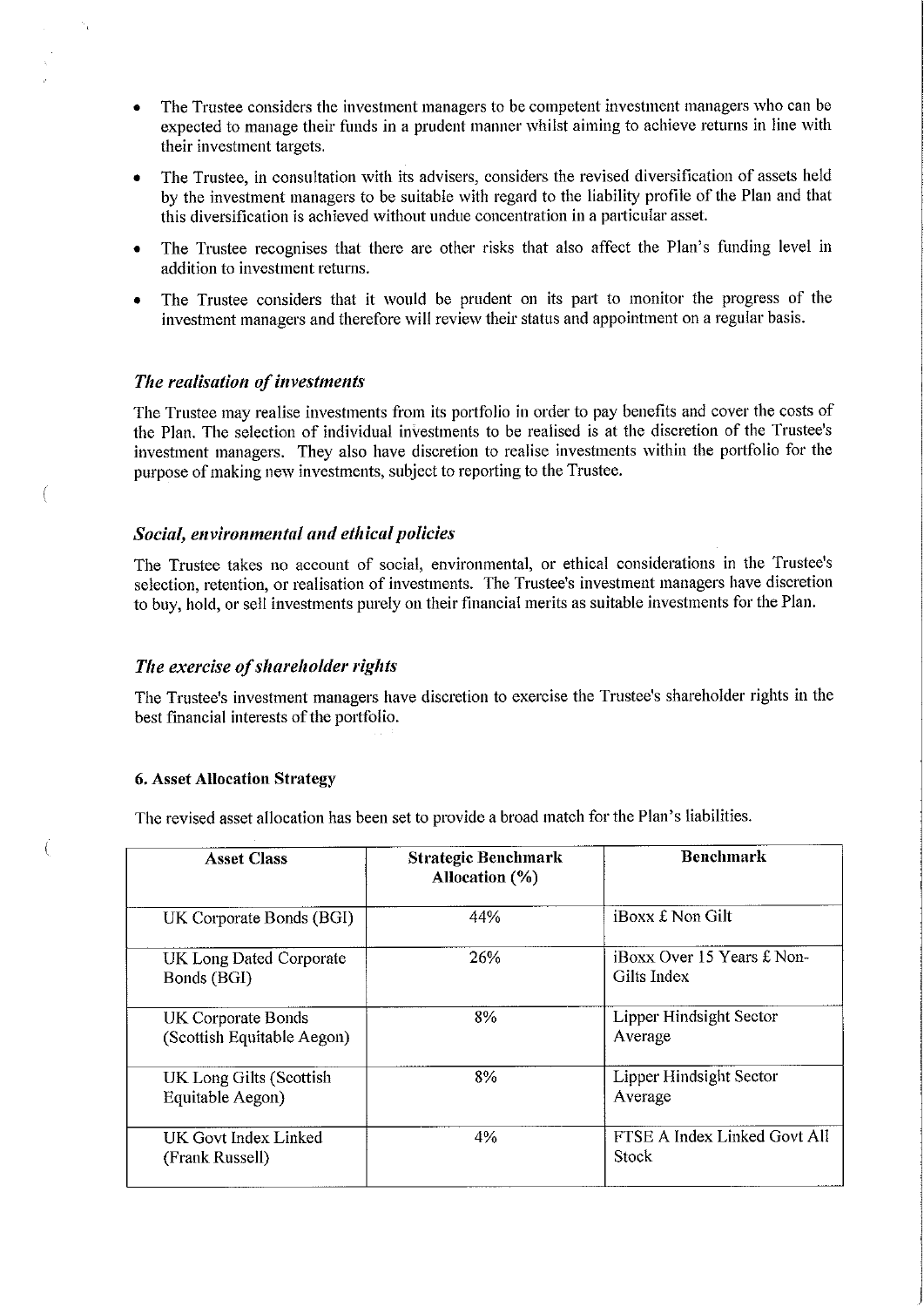- The Trustee considers the investment managers to be competent investment managers who can be expected to manage their funds in a prudent manner whilst aiming to achieve returns in line with their investment targets.
- The Trustee, in consultation with its advisers, considers the revised diversification of assets held by the investment managers to be suitable with regard to the liability profile of the Plan and that this diversification is achieved without undue concentration in a particular asset.
- The Trustee recognises that there are other risks that also affect the Plan's funding level in addition to investment returns.
- The Trustee considers that it would be prudent on its part to monitor the progress of the investment managers and therefore will review their status and appointment on a regular basis.

### *The realisation of investments*

The Trustee may realise investments from its portfolio in order to pay benefits and cover the costs of the Plan. The selection of individual investments to be realised is at the discretion of the Trustee's investment managers. They also have discretion to realise investments within the portfolio for the purpose of making new investments, subject to reporting to the Trustee.

### *Social, environmental and ethical policies*

The Trustee takes no account of social, environmental, or ethical considerations in the Trustee's selection, retention, or realisation of investments. The Trustee's investment managers have discretion to buy, hold, or sell investments purely on their financial merits as suitable investments for the Plan.

### *The exercise of shareholder rights*

The Trustee's investment managers have discretion to exercise the Trustee's shareholder rights in the best financial interests of the portfolio.

## 6. Asset Allocation Strategy

The revised asset allocation has been set to provide a broad match for the Plan's liabilities.

| Asset Class | Strategic Benchmark Allocation (%) | Benchmark |
|---|---|---|
| UK Corporate Bonds (BGI) | 44% | iBoxx £ Non Gilt |
| UK Long Dated Corporate Bonds (BGI) | 26% | iBoxx Over 15 Years £ Non-Gilts Index |
| UK Corporate Bonds (Scottish Equitable Aegon) | 8% | Lipper Hindsight Sector Average |
| UK Long Gilts (Scottish Equitable Aegon) | 8% | Lipper Hindsight Sector Average |
| UK Govt Index Linked (Frank Russell) | 4% | FTSE A Index Linked Govt All Stock |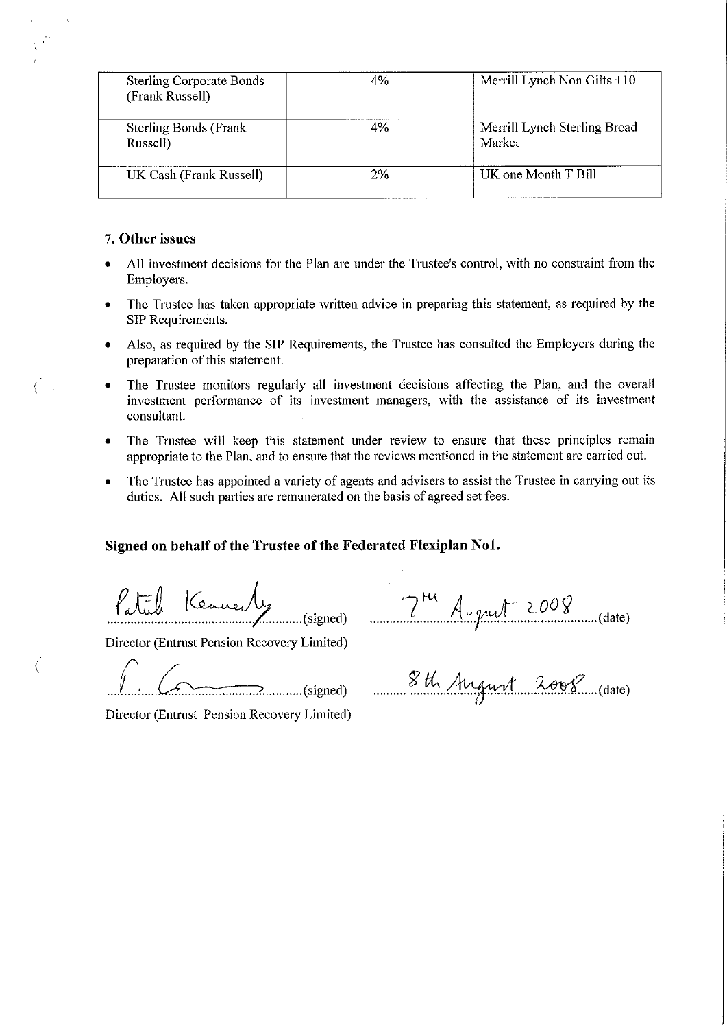| | | |
|---|---|---|
| Sterling Corporate Bonds (Frank Russell) | 4% | Merrill Lynch Non Gilts +10 |
| Sterling Bonds (Frank Russell) | 4% | Merrill Lynch Sterling Broad Market |
| UK Cash (Frank Russell) | 2% | UK one Month T Bill |

### 7. Other issues

- All investment decisions for the Plan are under the Trustee's control, with no constraint from the Employers.
- The Trustee has taken appropriate written advice in preparing this statement, as required by the SIP Requirements.
- Also, as required by the SIP Requirements, the Trustee has consulted the Employers during the preparation of this statement.
- The Trustee monitors regularly all investment decisions affecting the Plan, and the overall investment performance of its investment managers, with the assistance of its investment consultant.
- The Trustee will keep this statement under review to ensure that these principles remain appropriate to the Plan, and to ensure that the reviews mentioned in the statement are carried out.
- The Trustee has appointed a variety of agents and advisers to assist the Trustee in carrying out its duties. All such parties are remunerated on the basis of agreed set fees.

**Signed on behalf of the Trustee of the Federated Flexiplan No1.**

Patrick Kennedy ....................(signed) 7th August 2008 ....................(date)

Director (Entrust Pension Recovery Limited)

....................(signed) 8th August 2008 ....................(date)

Director (Entrust Pension Recovery Limited)